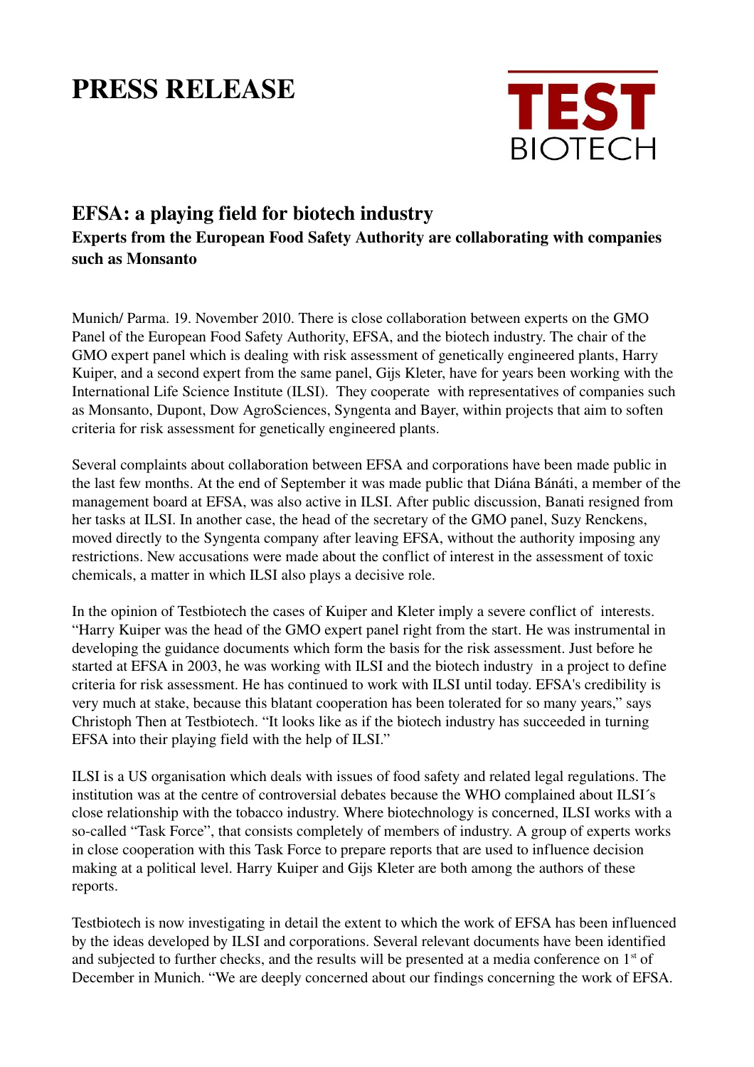# PRESS RELEASE

TEST BIOTECH

## EFSA: a playing field for biotech industry

**Experts from the European Food Safety Authority are collaborating with companies such as Monsanto**

Munich/ Parma. 19. November 2010. There is close collaboration between experts on the GMO Panel of the European Food Safety Authority, EFSA, and the biotech industry. The chair of the GMO expert panel which is dealing with risk assessment of genetically engineered plants, Harry Kuiper, and a second expert from the same panel, Gijs Kleter, have for years been working with the International Life Science Institute (ILSI). They cooperate with representatives of companies such as Monsanto, Dupont, Dow AgroSciences, Syngenta and Bayer, within projects that aim to soften criteria for risk assessment for genetically engineered plants.

Several complaints about collaboration between EFSA and corporations have been made public in the last few months. At the end of September it was made public that Diána Bánáti, a member of the management board at EFSA, was also active in ILSI. After public discussion, Banati resigned from her tasks at ILSI. In another case, the head of the secretary of the GMO panel, Suzy Renckens, moved directly to the Syngenta company after leaving EFSA, without the authority imposing any restrictions. New accusations were made about the conflict of interest in the assessment of toxic chemicals, a matter in which ILSI also plays a decisive role.

In the opinion of Testbiotech the cases of Kuiper and Kleter imply a severe conflict of interests. "Harry Kuiper was the head of the GMO expert panel right from the start. He was instrumental in developing the guidance documents which form the basis for the risk assessment. Just before he started at EFSA in 2003, he was working with ILSI and the biotech industry in a project to define criteria for risk assessment. He has continued to work with ILSI until today. EFSA's credibility is very much at stake, because this blatant cooperation has been tolerated for so many years," says Christoph Then at Testbiotech. "It looks like as if the biotech industry has succeeded in turning EFSA into their playing field with the help of ILSI."

ILSI is a US organisation which deals with issues of food safety and related legal regulations. The institution was at the centre of controversial debates because the WHO complained about ILSI´s close relationship with the tobacco industry. Where biotechnology is concerned, ILSI works with a so-called "Task Force", that consists completely of members of industry. A group of experts works in close cooperation with this Task Force to prepare reports that are used to influence decision making at a political level. Harry Kuiper and Gijs Kleter are both among the authors of these reports.

Testbiotech is now investigating in detail the extent to which the work of EFSA has been influenced by the ideas developed by ILSI and corporations. Several relevant documents have been identified and subjected to further checks, and the results will be presented at a media conference on 1st of December in Munich. "We are deeply concerned about our findings concerning the work of EFSA.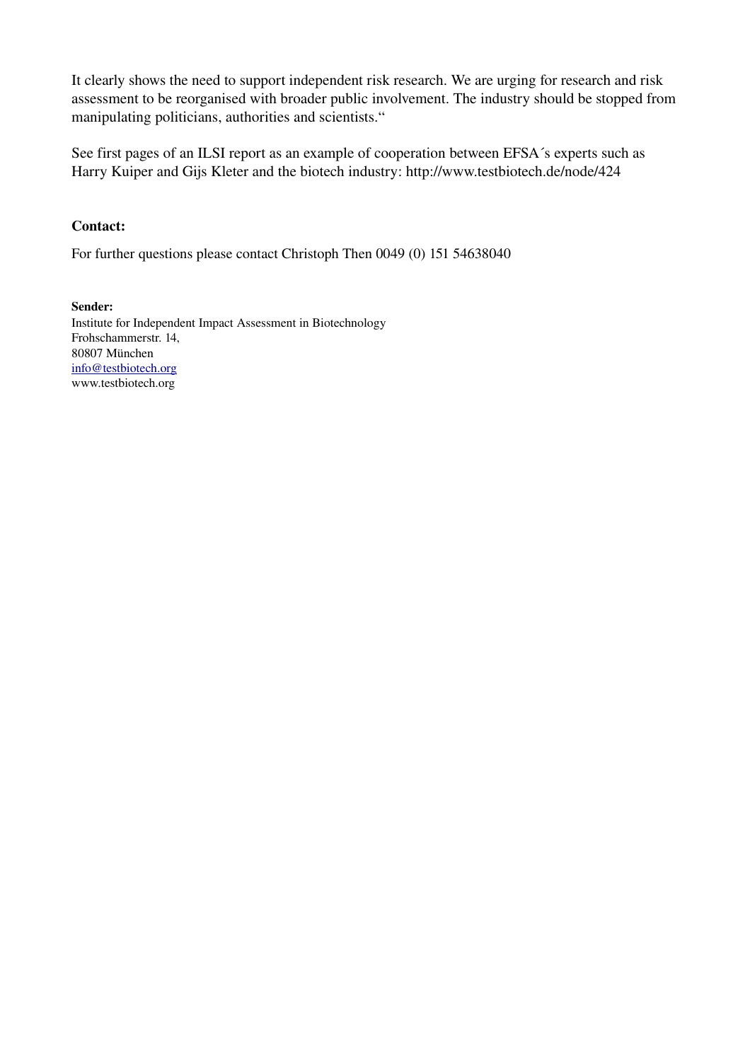It clearly shows the need to support independent risk research. We are urging for research and risk assessment to be reorganised with broader public involvement. The industry should be stopped from manipulating politicians, authorities and scientists."

See first pages of an ILSI report as an example of cooperation between EFSA´s experts such as Harry Kuiper and Gijs Kleter and the biotech industry: http://www.testbiotech.de/node/424

**Contact:**

For further questions please contact Christoph Then 0049 (0) 151 54638040

**Sender:**
Institute for Independent Impact Assessment in Biotechnology
Frohschammerstr. 14,
80807 München
info@testbiotech.org
www.testbiotech.org